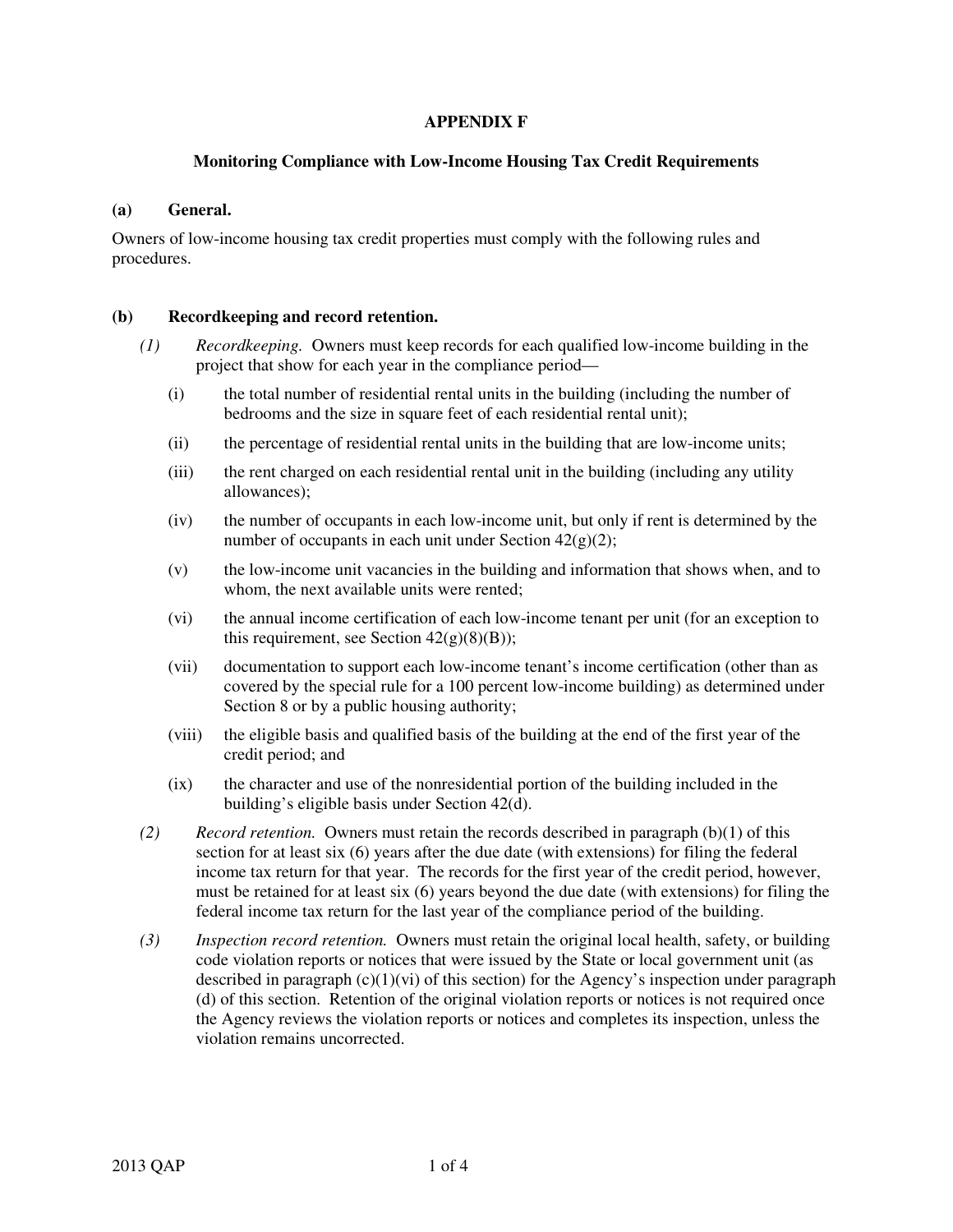# APPENDIX F

## Monitoring Compliance with Low-Income Housing Tax Credit Requirements

### (a) General.

Owners of low-income housing tax credit properties must comply with the following rules and procedures.

### (b) Recordkeeping and record retention.

*(1)* *Recordkeeping.* Owners must keep records for each qualified low-income building in the project that show for each year in the compliance period—

- (i) the total number of residential rental units in the building (including the number of bedrooms and the size in square feet of each residential rental unit);
- (ii) the percentage of residential rental units in the building that are low-income units;
- (iii) the rent charged on each residential rental unit in the building (including any utility allowances);
- (iv) the number of occupants in each low-income unit, but only if rent is determined by the number of occupants in each unit under Section 42(g)(2);
- (v) the low-income unit vacancies in the building and information that shows when, and to whom, the next available units were rented;
- (vi) the annual income certification of each low-income tenant per unit (for an exception to this requirement, see Section 42(g)(8)(B));
- (vii) documentation to support each low-income tenant's income certification (other than as covered by the special rule for a 100 percent low-income building) as determined under Section 8 or by a public housing authority;
- (viii) the eligible basis and qualified basis of the building at the end of the first year of the credit period; and
- (ix) the character and use of the nonresidential portion of the building included in the building's eligible basis under Section 42(d).

*(2)* *Record retention.* Owners must retain the records described in paragraph (b)(1) of this section for at least six (6) years after the due date (with extensions) for filing the federal income tax return for that year. The records for the first year of the credit period, however, must be retained for at least six (6) years beyond the due date (with extensions) for filing the federal income tax return for the last year of the compliance period of the building.

*(3)* *Inspection record retention.* Owners must retain the original local health, safety, or building code violation reports or notices that were issued by the State or local government unit (as described in paragraph (c)(1)(vi) of this section) for the Agency's inspection under paragraph (d) of this section. Retention of the original violation reports or notices is not required once the Agency reviews the violation reports or notices and completes its inspection, unless the violation remains uncorrected.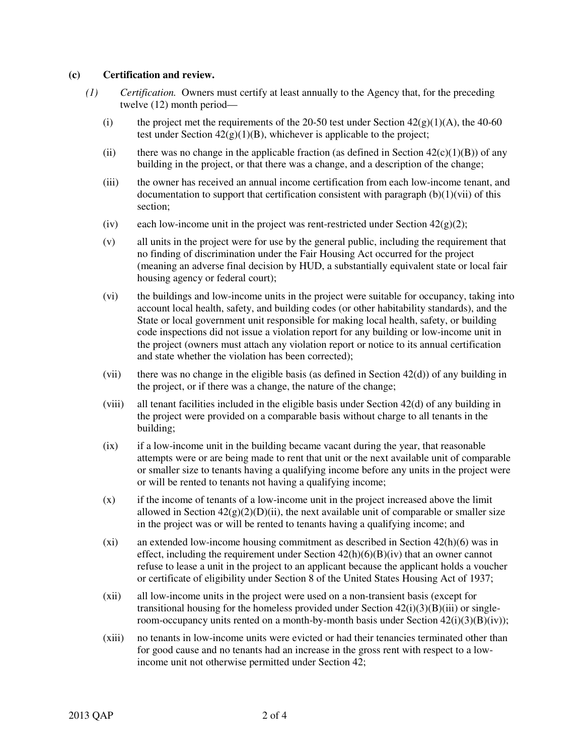**(c) Certification and review.**

*(1) Certification.* Owners must certify at least annually to the Agency that, for the preceding twelve (12) month period—

(i) the project met the requirements of the 20-50 test under Section 42(g)(1)(A), the 40-60 test under Section 42(g)(1)(B), whichever is applicable to the project;

(ii) there was no change in the applicable fraction (as defined in Section 42(c)(1)(B)) of any building in the project, or that there was a change, and a description of the change;

(iii) the owner has received an annual income certification from each low-income tenant, and documentation to support that certification consistent with paragraph (b)(1)(vii) of this section;

(iv) each low-income unit in the project was rent-restricted under Section 42(g)(2);

(v) all units in the project were for use by the general public, including the requirement that no finding of discrimination under the Fair Housing Act occurred for the project (meaning an adverse final decision by HUD, a substantially equivalent state or local fair housing agency or federal court);

(vi) the buildings and low-income units in the project were suitable for occupancy, taking into account local health, safety, and building codes (or other habitability standards), and the State or local government unit responsible for making local health, safety, or building code inspections did not issue a violation report for any building or low-income unit in the project (owners must attach any violation report or notice to its annual certification and state whether the violation has been corrected);

(vii) there was no change in the eligible basis (as defined in Section 42(d)) of any building in the project, or if there was a change, the nature of the change;

(viii) all tenant facilities included in the eligible basis under Section 42(d) of any building in the project were provided on a comparable basis without charge to all tenants in the building;

(ix) if a low-income unit in the building became vacant during the year, that reasonable attempts were or are being made to rent that unit or the next available unit of comparable or smaller size to tenants having a qualifying income before any units in the project were or will be rented to tenants not having a qualifying income;

(x) if the income of tenants of a low-income unit in the project increased above the limit allowed in Section 42(g)(2)(D)(ii), the next available unit of comparable or smaller size in the project was or will be rented to tenants having a qualifying income; and

(xi) an extended low-income housing commitment as described in Section 42(h)(6) was in effect, including the requirement under Section 42(h)(6)(B)(iv) that an owner cannot refuse to lease a unit in the project to an applicant because the applicant holds a voucher or certificate of eligibility under Section 8 of the United States Housing Act of 1937;

(xii) all low-income units in the project were used on a non-transient basis (except for transitional housing for the homeless provided under Section 42(i)(3)(B)(iii) or single-room-occupancy units rented on a month-by-month basis under Section 42(i)(3)(B)(iv));

(xiii) no tenants in low-income units were evicted or had their tenancies terminated other than for good cause and no tenants had an increase in the gross rent with respect to a low-income unit not otherwise permitted under Section 42;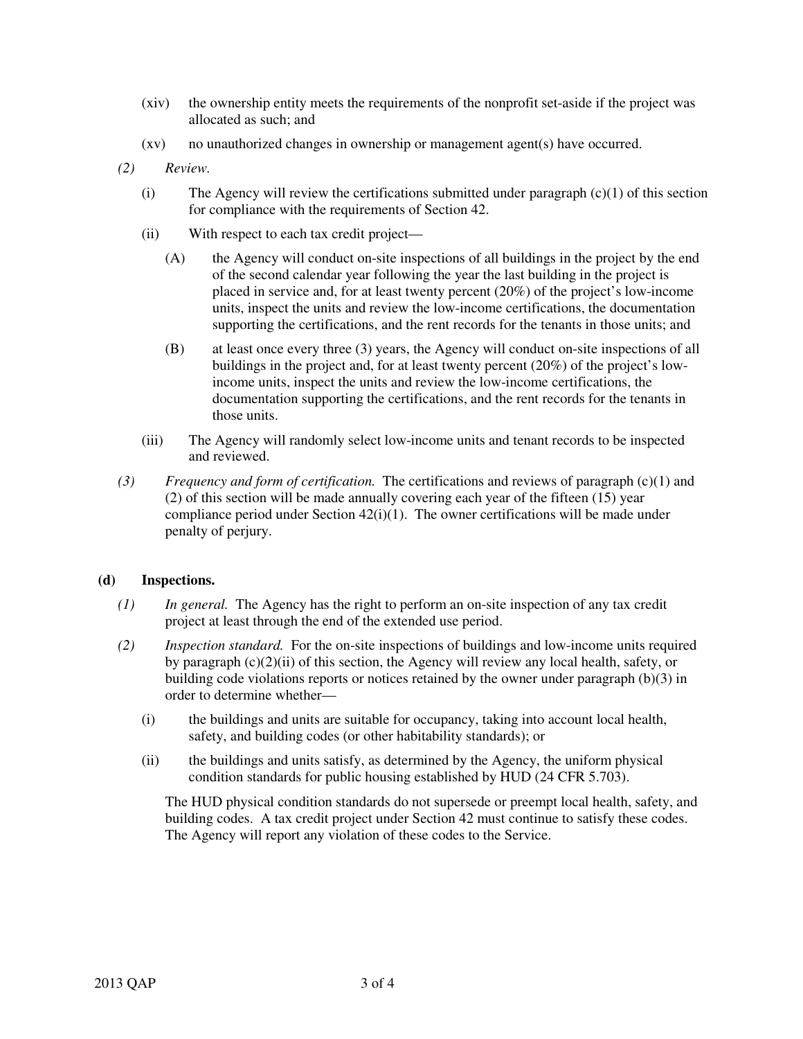(xiv) the ownership entity meets the requirements of the nonprofit set-aside if the project was allocated as such; and

(xv) no unauthorized changes in ownership or management agent(s) have occurred.

*(2) Review.*

(i) The Agency will review the certifications submitted under paragraph (c)(1) of this section for compliance with the requirements of Section 42.

(ii) With respect to each tax credit project—

(A) the Agency will conduct on-site inspections of all buildings in the project by the end of the second calendar year following the year the last building in the project is placed in service and, for at least twenty percent (20%) of the project's low-income units, inspect the units and review the low-income certifications, the documentation supporting the certifications, and the rent records for the tenants in those units; and

(B) at least once every three (3) years, the Agency will conduct on-site inspections of all buildings in the project and, for at least twenty percent (20%) of the project's low-income units, inspect the units and review the low-income certifications, the documentation supporting the certifications, and the rent records for the tenants in those units.

(iii) The Agency will randomly select low-income units and tenant records to be inspected and reviewed.

*(3) Frequency and form of certification.* The certifications and reviews of paragraph (c)(1) and (2) of this section will be made annually covering each year of the fifteen (15) year compliance period under Section 42(i)(1). The owner certifications will be made under penalty of perjury.

**(d) Inspections.**

*(1) In general.* The Agency has the right to perform an on-site inspection of any tax credit project at least through the end of the extended use period.

*(2) Inspection standard.* For the on-site inspections of buildings and low-income units required by paragraph (c)(2)(ii) of this section, the Agency will review any local health, safety, or building code violations reports or notices retained by the owner under paragraph (b)(3) in order to determine whether—

(i) the buildings and units are suitable for occupancy, taking into account local health, safety, and building codes (or other habitability standards); or

(ii) the buildings and units satisfy, as determined by the Agency, the uniform physical condition standards for public housing established by HUD (24 CFR 5.703).

The HUD physical condition standards do not supersede or preempt local health, safety, and building codes. A tax credit project under Section 42 must continue to satisfy these codes. The Agency will report any violation of these codes to the Service.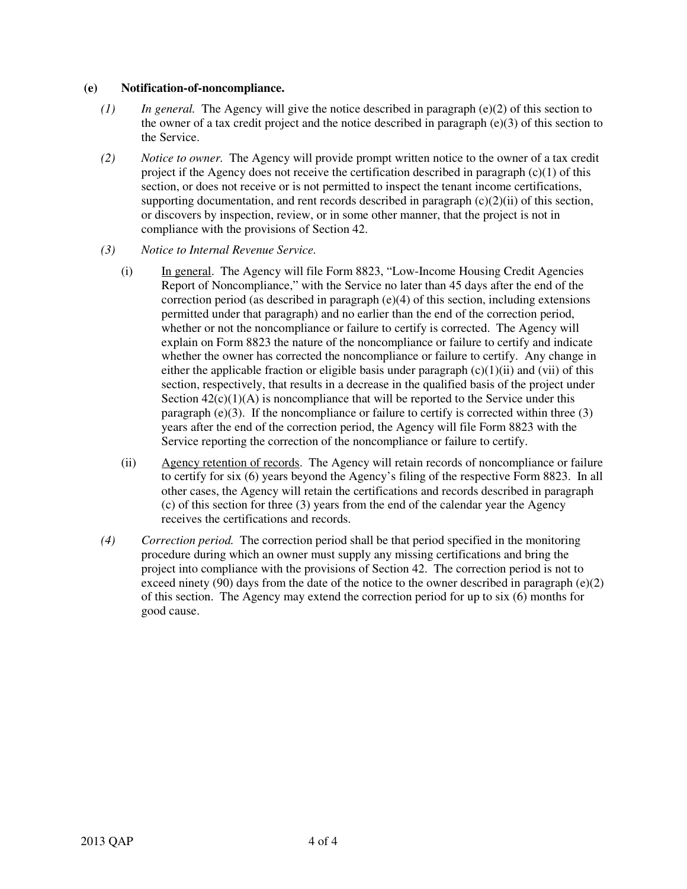**(e) Notification-of-noncompliance.**

*(1) In general.* The Agency will give the notice described in paragraph (e)(2) of this section to the owner of a tax credit project and the notice described in paragraph (e)(3) of this section to the Service.

*(2) Notice to owner.* The Agency will provide prompt written notice to the owner of a tax credit project if the Agency does not receive the certification described in paragraph (c)(1) of this section, or does not receive or is not permitted to inspect the tenant income certifications, supporting documentation, and rent records described in paragraph (c)(2)(ii) of this section, or discovers by inspection, review, or in some other manner, that the project is not in compliance with the provisions of Section 42.

*(3) Notice to Internal Revenue Service.*

(i) In general. The Agency will file Form 8823, "Low-Income Housing Credit Agencies Report of Noncompliance," with the Service no later than 45 days after the end of the correction period (as described in paragraph (e)(4) of this section, including extensions permitted under that paragraph) and no earlier than the end of the correction period, whether or not the noncompliance or failure to certify is corrected. The Agency will explain on Form 8823 the nature of the noncompliance or failure to certify and indicate whether the owner has corrected the noncompliance or failure to certify. Any change in either the applicable fraction or eligible basis under paragraph (c)(1)(ii) and (vii) of this section, respectively, that results in a decrease in the qualified basis of the project under Section 42(c)(1)(A) is noncompliance that will be reported to the Service under this paragraph (e)(3). If the noncompliance or failure to certify is corrected within three (3) years after the end of the correction period, the Agency will file Form 8823 with the Service reporting the correction of the noncompliance or failure to certify.

(ii) Agency retention of records. The Agency will retain records of noncompliance or failure to certify for six (6) years beyond the Agency's filing of the respective Form 8823. In all other cases, the Agency will retain the certifications and records described in paragraph (c) of this section for three (3) years from the end of the calendar year the Agency receives the certifications and records.

*(4) Correction period.* The correction period shall be that period specified in the monitoring procedure during which an owner must supply any missing certifications and bring the project into compliance with the provisions of Section 42. The correction period is not to exceed ninety (90) days from the date of the notice to the owner described in paragraph (e)(2) of this section. The Agency may extend the correction period for up to six (6) months for good cause.